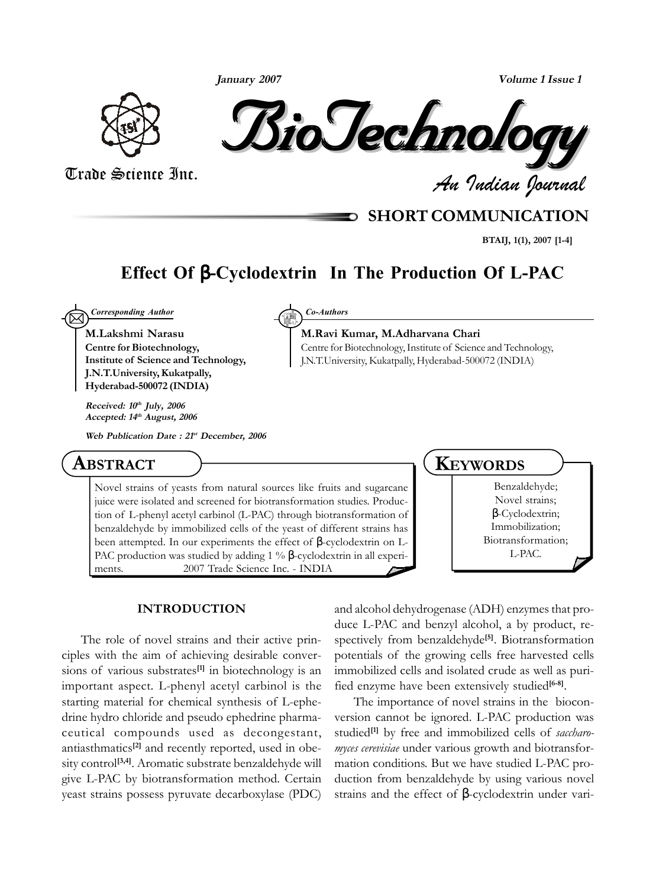SHORT COMMUNICATION

# Effect Of β-Cyclodextrin In The Production Of L-PAC

*Corresponding Author*

**M.Lakshmi Narasu**
**Centre for Biotechnology, Institute of Science and Technology, J.N.T.University, Kukatpally, Hyderabad-500072 (INDIA)**

*Co-Authors*

**M.Ravi Kumar, M.Adharvana Chari**
Centre for Biotechnology, Institute of Science and Technology, J.N.T.University, Kukatpally, Hyderabad-500072 (INDIA)

*Received: 10th July, 2006*
*Accepted: 14th August, 2006*

*Web Publication Date : 21st December, 2006*

## ABSTRACT

Novel strains of yeasts from natural sources like fruits and sugarcane juice were isolated and screened for biotransformation studies. Production of L-phenyl acetyl carbinol (L-PAC) through biotransformation of benzaldehyde by immobilized cells of the yeast of different strains has been attempted. In our experiments the effect of β-cyclodextrin on L-PAC production was studied by adding 1 % β-cyclodextrin in all experiments. 2007 Trade Science Inc. - INDIA

## KEYWORDS

Benzaldehyde;
Novel strains;
β-Cyclodextrin;
Immobilization;
Biotransformation;
L-PAC.

## INTRODUCTION

The role of novel strains and their active principles with the aim of achieving desirable conversions of various substrates[1] in biotechnology is an important aspect. L-phenyl acetyl carbinol is the starting material for chemical synthesis of L-ephedrine hydro chloride and pseudo ephedrine pharmaceutical compounds used as decongestant, antiasthmatics[2] and recently reported, used in obesity control[3,4]. Aromatic substrate benzaldehyde will give L-PAC by biotransformation method. Certain yeast strains possess pyruvate decarboxylase (PDC) and alcohol dehydrogenase (ADH) enzymes that produce L-PAC and benzyl alcohol, a by product, respectively from benzaldehyde[5]. Biotransformation potentials of the growing cells free harvested cells immobilized cells and isolated crude as well as purified enzyme have been extensively studied[6-8].

The importance of novel strains in the bioconversion cannot be ignored. L-PAC production was studied[1] by free and immobilized cells of *saccharomyces cerevisiae* under various growth and biotransformation conditions. But we have studied L-PAC production from benzaldehyde by using various novel strains and the effect of β-cyclodextrin under vari-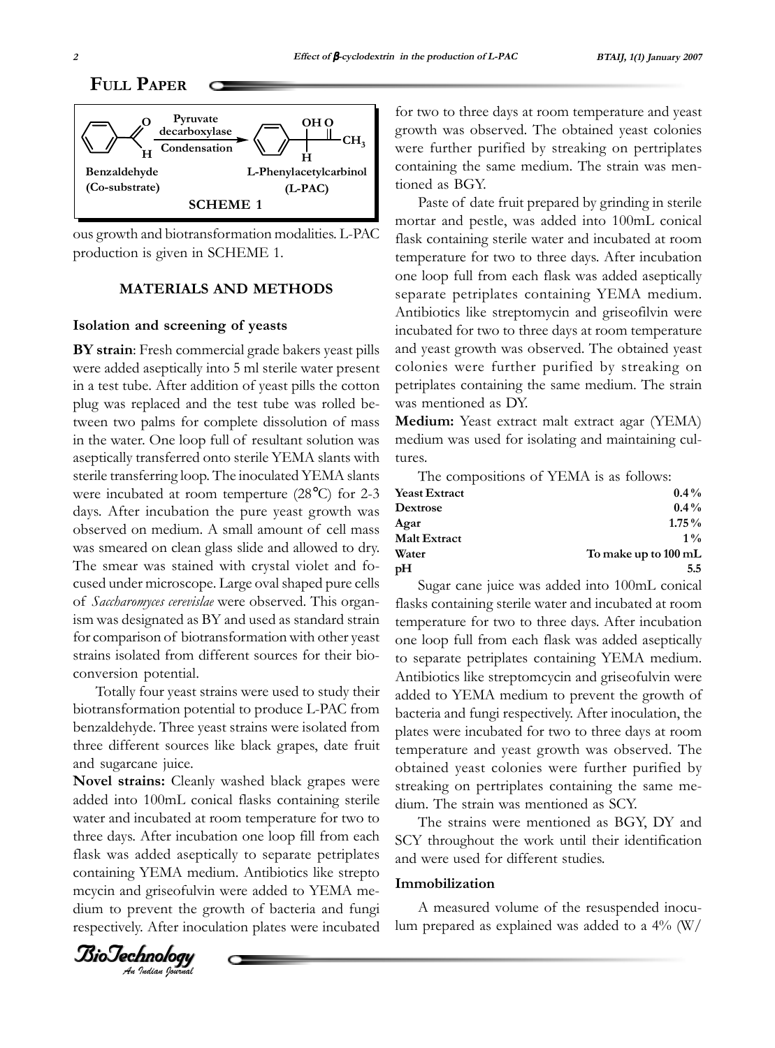**FULL PAPER**

Benzaldehyde (Co-substrate) → Pyruvate decarboxylase / Condensation → L-Phenylacetylcarbinol (L-PAC)

**SCHEME 1**

ous growth and biotransformation modalities. L-PAC production is given in SCHEME 1.

## MATERIALS AND METHODS

### Isolation and screening of yeasts

**BY strain**: Fresh commercial grade bakers yeast pills were added aseptically into 5 ml sterile water present in a test tube. After addition of yeast pills the cotton plug was replaced and the test tube was rolled between two palms for complete dissolution of mass in the water. One loop full of resultant solution was aseptically transferred onto sterile YEMA slants with sterile transferring loop. The inoculated YEMA slants were incubated at room temperture (28°C) for 2-3 days. After incubation the pure yeast growth was observed on medium. A small amount of cell mass was smeared on clean glass slide and allowed to dry. The smear was stained with crystal violet and focused under microscope. Large oval shaped pure cells of *Saccharomyces cerevislae* were observed. This organism was designated as BY and used as standard strain for comparison of biotransformation with other yeast strains isolated from different sources for their bioconversion potential.

Totally four yeast strains were used to study their biotransformation potential to produce L-PAC from benzaldehyde. Three yeast strains were isolated from three different sources like black grapes, date fruit and sugarcane juice.

**Novel strains:** Cleanly washed black grapes were added into 100mL conical flasks containing sterile water and incubated at room temperature for two to three days. After incubation one loop fill from each flask was added aseptically to separate petriplates containing YEMA medium. Antibiotics like strepto mcycin and griseofulvin were added to YEMA medium to prevent the growth of bacteria and fungi respectively. After inoculation plates were incubated for two to three days at room temperature and yeast growth was observed. The obtained yeast colonies were further purified by streaking on pertriplates containing the same medium. The strain was mentioned as BGY.

Paste of date fruit prepared by grinding in sterile mortar and pestle, was added into 100mL conical flask containing sterile water and incubated at room temperature for two to three days. After incubation one loop full from each flask was added aseptically separate petriplates containing YEMA medium. Antibiotics like streptomycin and griseofilvin were incubated for two to three days at room temperature and yeast growth was observed. The obtained yeast colonies were further purified by streaking on petriplates containing the same medium. The strain was mentioned as DY.

**Medium:** Yeast extract malt extract agar (YEMA) medium was used for isolating and maintaining cultures.

The compositions of YEMA is as follows:

| | |
|---|---|
| **Yeast Extract** | **0.4%** |
| **Dextrose** | **0.4%** |
| **Agar** | **1.75%** |
| **Malt Extract** | **1%** |
| **Water** | **To make up to 100 mL** |
| **pH** | **5.5** |

Sugar cane juice was added into 100mL conical flasks containing sterile water and incubated at room temperature for two to three days. After incubation one loop full from each flask was added aseptically to separate petriplates containing YEMA medium. Antibiotics like streptomcycin and griseofulvin were added to YEMA medium to prevent the growth of bacteria and fungi respectively. After inoculation, the plates were incubated for two to three days at room temperature and yeast growth was observed. The obtained yeast colonies were further purified by streaking on pertriplates containing the same medium. The strain was mentioned as SCY.

The strains were mentioned as BGY, DY and SCY throughout the work until their identification and were used for different studies.

### Immobilization

A measured volume of the resuspended inoculum prepared as explained was added to a 4% (W/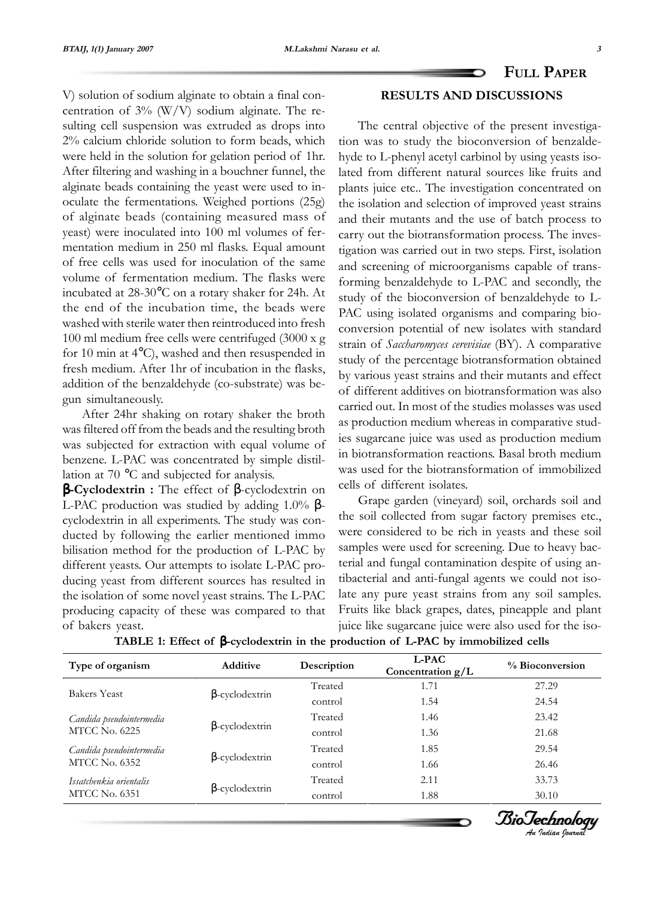V) solution of sodium alginate to obtain a final concentration of 3% (W/V) sodium alginate. The resulting cell suspension was extruded as drops into 2% calcium chloride solution to form beads, which were held in the solution for gelation period of 1hr. After filtering and washing in a bouchner funnel, the alginate beads containing the yeast were used to inoculate the fermentations. Weighed portions (25g) of alginate beads (containing measured mass of yeast) were inoculated into 100 ml volumes of fermentation medium in 250 ml flasks. Equal amount of free cells was used for inoculation of the same volume of fermentation medium. The flasks were incubated at 28-30°C on a rotary shaker for 24h. At the end of the incubation time, the beads were washed with sterile water then reintroduced into fresh 100 ml medium free cells were centrifuged (3000 x g for 10 min at 4°C), washed and then resuspended in fresh medium. After 1hr of incubation in the flasks, addition of the benzaldehyde (co-substrate) was begun simultaneously.

After 24hr shaking on rotary shaker the broth was filtered off from the beads and the resulting broth was subjected for extraction with equal volume of benzene. L-PAC was concentrated by simple distillation at 70 °C and subjected for analysis.

**β-Cyclodextrin :** The effect of β-cyclodextrin on L-PAC production was studied by adding 1.0% β-cyclodextrin in all experiments. The study was conducted by following the earlier mentioned immo bilisation method for the production of L-PAC by different yeasts. Our attempts to isolate L-PAC producing yeast from different sources has resulted in the isolation of some novel yeast strains. The L-PAC producing capacity of these was compared to that of bakers yeast.

## RESULTS AND DISCUSSIONS

The central objective of the present investigation was to study the bioconversion of benzaldehyde to L-phenyl acetyl carbinol by using yeasts isolated from different natural sources like fruits and plants juice etc.. The investigation concentrated on the isolation and selection of improved yeast strains and their mutants and the use of batch process to carry out the biotransformation process. The investigation was carried out in two steps. First, isolation and screening of microorganisms capable of transforming benzaldehyde to L-PAC and secondly, the study of the bioconversion of benzaldehyde to L-PAC using isolated organisms and comparing bioconversion potential of new isolates with standard strain of *Saccharomyces cerevisiae* (BY). A comparative study of the percentage biotransformation obtained by various yeast strains and their mutants and effect of different additives on biotransformation was also carried out. In most of the studies molasses was used as production medium whereas in comparative studies sugarcane juice was used as production medium in biotransformation reactions. Basal broth medium was used for the biotransformation of immobilized cells of different isolates.

Grape garden (vineyard) soil, orchards soil and the soil collected from sugar factory premises etc., were considered to be rich in yeasts and these soil samples were used for screening. Due to heavy bacterial and fungal contamination despite of using antibacterial and anti-fungal agents we could not isolate any pure yeast strains from any soil samples. Fruits like black grapes, dates, pineapple and plant juice like sugarcane juice were also used for the iso-

**TABLE 1: Effect of β-cyclodextrin in the production of L-PAC by immobilized cells**

| Type of organism | Additive | Description | L-PAC Concentration g/L | % Bioconversion |
|---|---|---|---|---|
| Bakers Yeast | β-cyclodextrin | Treated | 1.71 | 27.29 |
| | | control | 1.54 | 24.54 |
| *Candida pseudointermedia* MTCC No. 6225 | β-cyclodextrin | Treated | 1.46 | 23.42 |
| | | control | 1.36 | 21.68 |
| *Candida pseudointermedia* MTCC No. 6352 | β-cyclodextrin | Treated | 1.85 | 29.54 |
| | | control | 1.66 | 26.46 |
| *Issatchenkia orientalis* MTCC No. 6351 | β-cyclodextrin | Treated | 2.11 | 33.73 |
| | | control | 1.88 | 30.10 |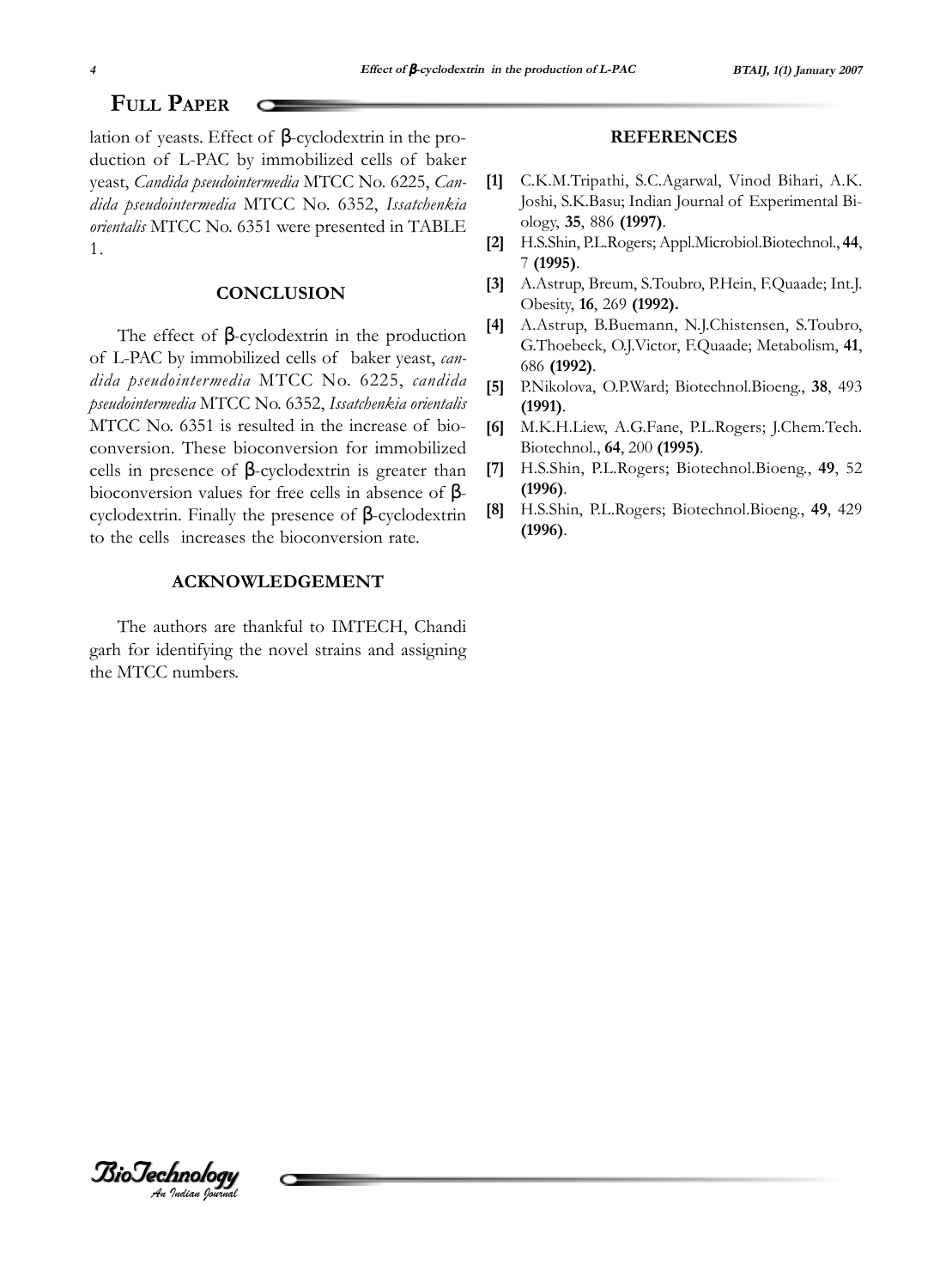lation of yeasts. Effect of β-cyclodextrin in the production of L-PAC by immobilized cells of baker yeast, *Candida pseudointermedia* MTCC No. 6225, *Candida pseudointermedia* MTCC No. 6352, *Issatchenkia orientalis* MTCC No. 6351 were presented in TABLE 1.

## CONCLUSION

The effect of β-cyclodextrin in the production of L-PAC by immobilized cells of baker yeast, *candida pseudointermedia* MTCC No. 6225, *candida pseudointermedia* MTCC No. 6352, *Issatchenkia orientalis* MTCC No. 6351 is resulted in the increase of bioconversion. These bioconversion for immobilized cells in presence of β-cyclodextrin is greater than bioconversion values for free cells in absence of β-cyclodextrin. Finally the presence of β-cyclodextrin to the cells increases the bioconversion rate.

## ACKNOWLEDGEMENT

The authors are thankful to IMTECH, Chandi garh for identifying the novel strains and assigning the MTCC numbers.

## REFERENCES

**[1]** C.K.M.Tripathi, S.C.Agarwal, Vinod Bihari, A.K. Joshi, S.K.Basu; Indian Journal of Experimental Biology, **35**, 886 **(1997)**.

**[2]** H.S.Shin, P.L.Rogers; Appl.Microbiol.Biotechnol., **44**, 7 **(1995)**.

**[3]** A.Astrup, Breum, S.Toubro, P.Hein, F.Quaade; Int.J. Obesity, **16**, 269 **(1992).**

**[4]** A.Astrup, B.Buemann, N.J.Chistensen, S.Toubro, G.Thoebeck, O.J.Victor, F.Quaade; Metabolism, **41**, 686 **(1992)**.

**[5]** P.Nikolova, O.P.Ward; Biotechnol.Bioeng., **38**, 493 **(1991)**.

**[6]** M.K.H.Liew, A.G.Fane, P.L.Rogers; J.Chem.Tech. Biotechnol., **64**, 200 **(1995)**.

**[7]** H.S.Shin, P.L.Rogers; Biotechnol.Bioeng., **49**, 52 **(1996)**.

**[8]** H.S.Shin, P.L.Rogers; Biotechnol.Bioeng., **49**, 429 **(1996)**.